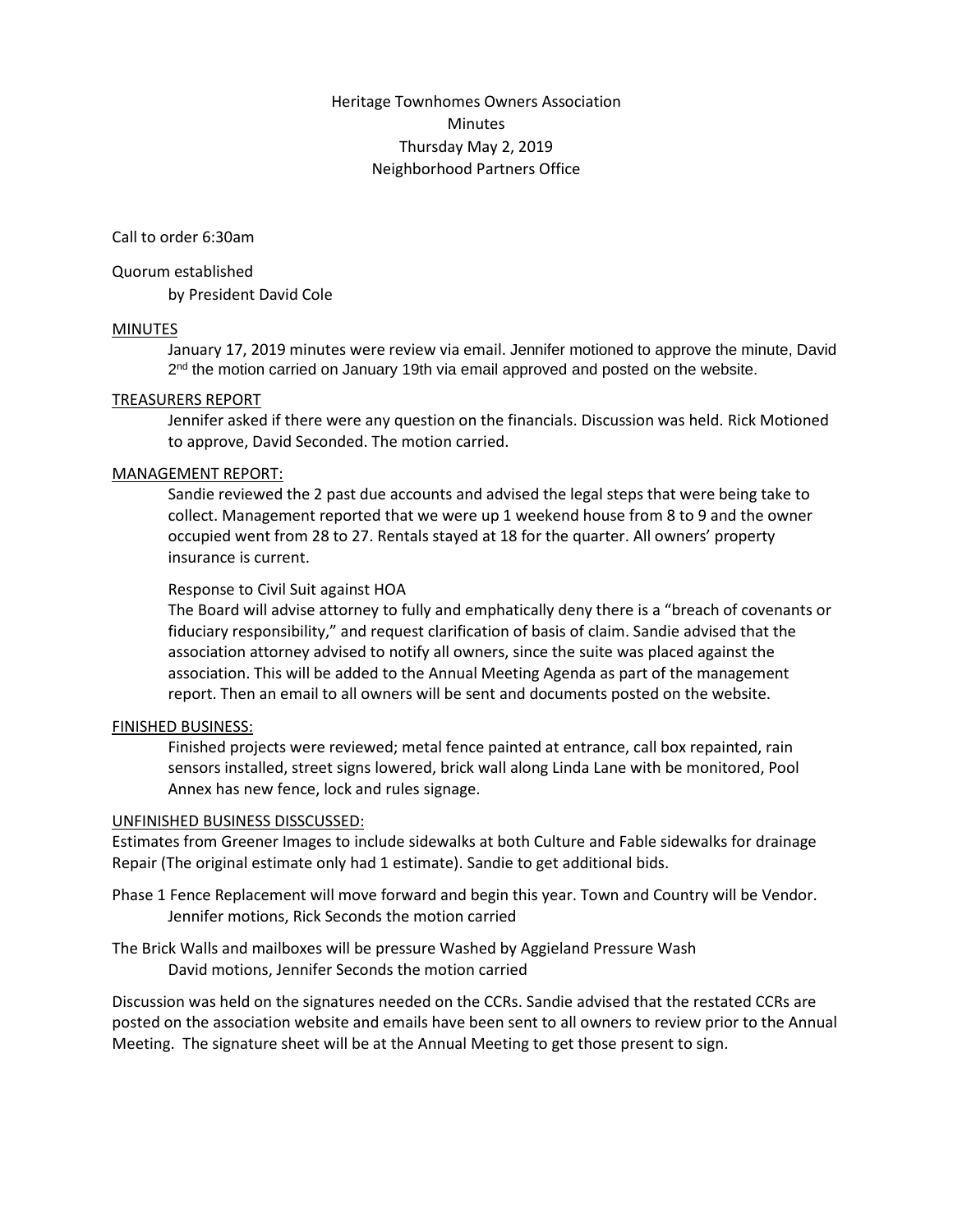Heritage Townhomes Owners Association
Minutes
Thursday May 2, 2019
Neighborhood Partners Office

Call to order 6:30am

Quorum established
by President David Cole

## MINUTES

January 17, 2019 minutes were review via email. Jennifer motioned to approve the minute, David 2nd the motion carried on January 19th via email approved and posted on the website.

## TREASURERS REPORT

Jennifer asked if there were any question on the financials. Discussion was held. Rick Motioned to approve, David Seconded. The motion carried.

## MANAGEMENT REPORT:

Sandie reviewed the 2 past due accounts and advised the legal steps that were being take to collect. Management reported that we were up 1 weekend house from 8 to 9 and the owner occupied went from 28 to 27. Rentals stayed at 18 for the quarter. All owners' property insurance is current.

Response to Civil Suit against HOA

The Board will advise attorney to fully and emphatically deny there is a "breach of covenants or fiduciary responsibility," and request clarification of basis of claim. Sandie advised that the association attorney advised to notify all owners, since the suite was placed against the association. This will be added to the Annual Meeting Agenda as part of the management report. Then an email to all owners will be sent and documents posted on the website.

## FINISHED BUSINESS:

Finished projects were reviewed; metal fence painted at entrance, call box repainted, rain sensors installed, street signs lowered, brick wall along Linda Lane with be monitored, Pool Annex has new fence, lock and rules signage.

## UNFINISHED BUSINESS DISSCUSSED:

Estimates from Greener Images to include sidewalks at both Culture and Fable sidewalks for drainage Repair (The original estimate only had 1 estimate). Sandie to get additional bids.

Phase 1 Fence Replacement will move forward and begin this year. Town and Country will be Vendor.
Jennifer motions, Rick Seconds the motion carried

The Brick Walls and mailboxes will be pressure Washed by Aggieland Pressure Wash
David motions, Jennifer Seconds the motion carried

Discussion was held on the signatures needed on the CCRs. Sandie advised that the restated CCRs are posted on the association website and emails have been sent to all owners to review prior to the Annual Meeting. The signature sheet will be at the Annual Meeting to get those present to sign.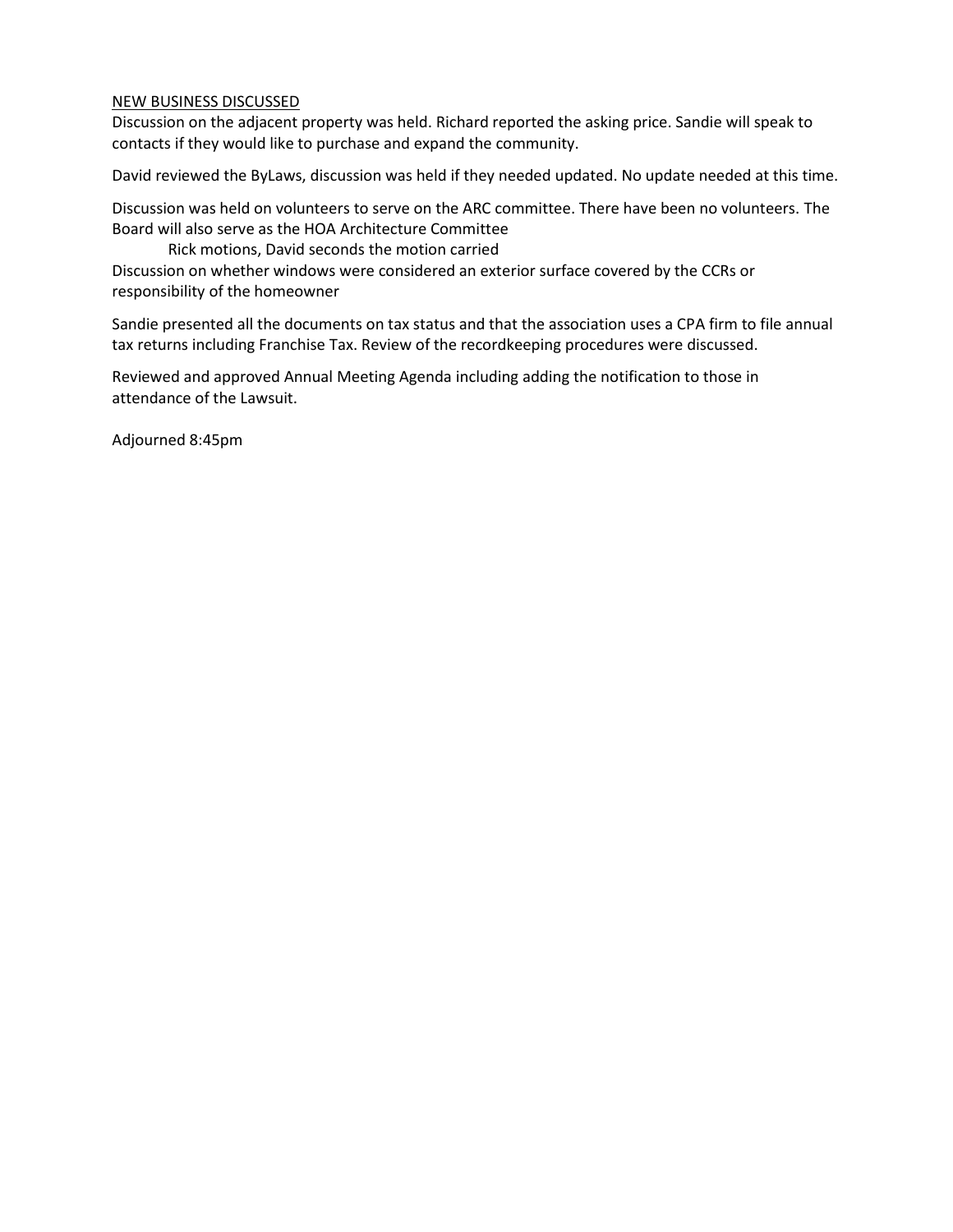<u>NEW BUSINESS DISCUSSED</u>

Discussion on the adjacent property was held. Richard reported the asking price. Sandie will speak to contacts if they would like to purchase and expand the community.

David reviewed the ByLaws, discussion was held if they needed updated. No update needed at this time.

Discussion was held on volunteers to serve on the ARC committee. There have been no volunteers. The Board will also serve as the HOA Architecture Committee

Rick motions, David seconds the motion carried

Discussion on whether windows were considered an exterior surface covered by the CCRs or responsibility of the homeowner

Sandie presented all the documents on tax status and that the association uses a CPA firm to file annual tax returns including Franchise Tax. Review of the recordkeeping procedures were discussed.

Reviewed and approved Annual Meeting Agenda including adding the notification to those in attendance of the Lawsuit.

Adjourned 8:45pm